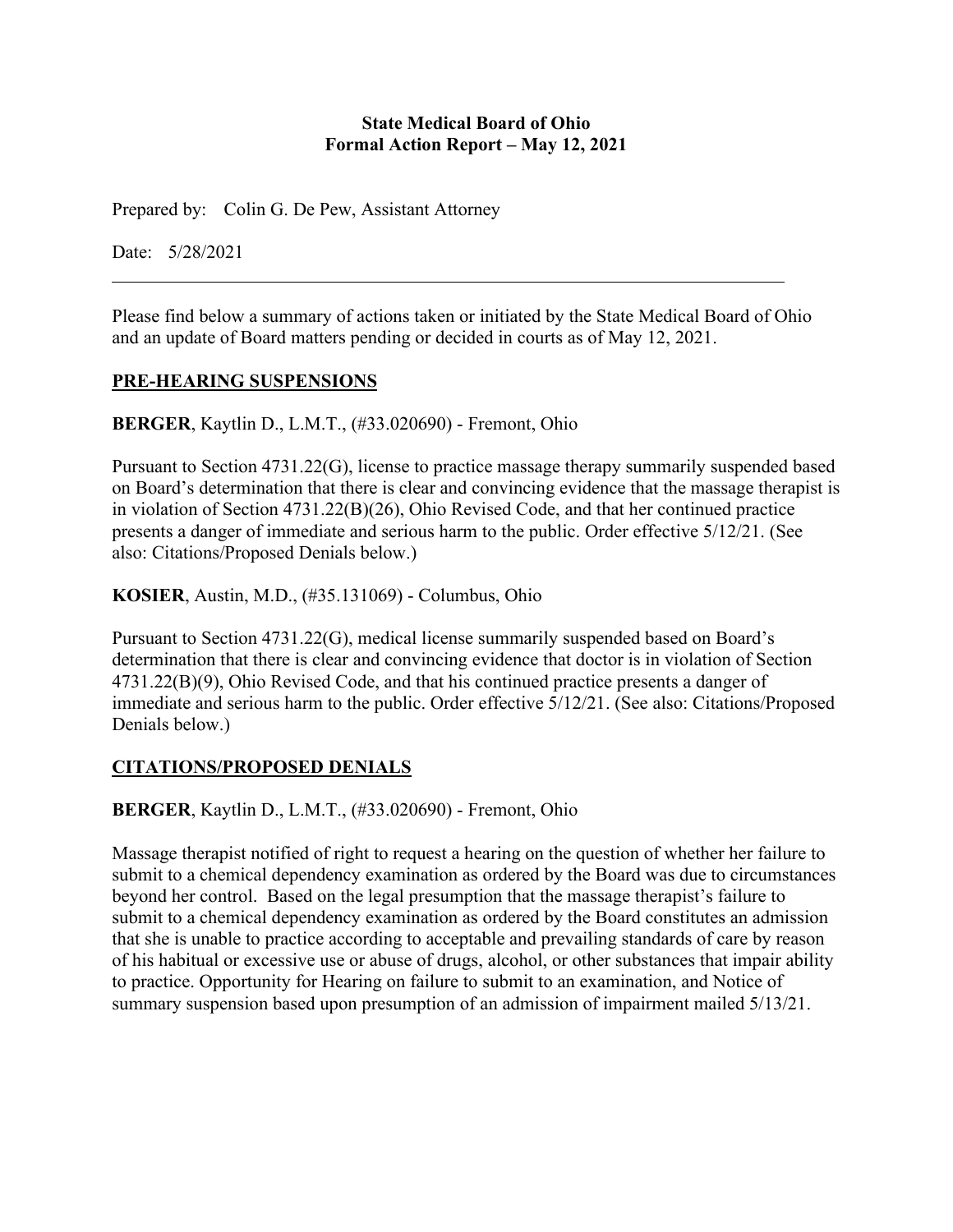**State Medical Board of Ohio**
**Formal Action Report – May 12, 2021**

Prepared by: Colin G. De Pew, Assistant Attorney

Date: 5/28/2021

---

Please find below a summary of actions taken or initiated by the State Medical Board of Ohio and an update of Board matters pending or decided in courts as of May 12, 2021.

## PRE-HEARING SUSPENSIONS

**BERGER**, Kaytlin D., L.M.T., (#33.020690) - Fremont, Ohio

Pursuant to Section 4731.22(G), license to practice massage therapy summarily suspended based on Board's determination that there is clear and convincing evidence that the massage therapist is in violation of Section 4731.22(B)(26), Ohio Revised Code, and that her continued practice presents a danger of immediate and serious harm to the public. Order effective 5/12/21. (See also: Citations/Proposed Denials below.)

**KOSIER**, Austin, M.D., (#35.131069) - Columbus, Ohio

Pursuant to Section 4731.22(G), medical license summarily suspended based on Board's determination that there is clear and convincing evidence that doctor is in violation of Section 4731.22(B)(9), Ohio Revised Code, and that his continued practice presents a danger of immediate and serious harm to the public. Order effective 5/12/21. (See also: Citations/Proposed Denials below.)

## CITATIONS/PROPOSED DENIALS

**BERGER**, Kaytlin D., L.M.T., (#33.020690) - Fremont, Ohio

Massage therapist notified of right to request a hearing on the question of whether her failure to submit to a chemical dependency examination as ordered by the Board was due to circumstances beyond her control. Based on the legal presumption that the massage therapist's failure to submit to a chemical dependency examination as ordered by the Board constitutes an admission that she is unable to practice according to acceptable and prevailing standards of care by reason of his habitual or excessive use or abuse of drugs, alcohol, or other substances that impair ability to practice. Opportunity for Hearing on failure to submit to an examination, and Notice of summary suspension based upon presumption of an admission of impairment mailed 5/13/21.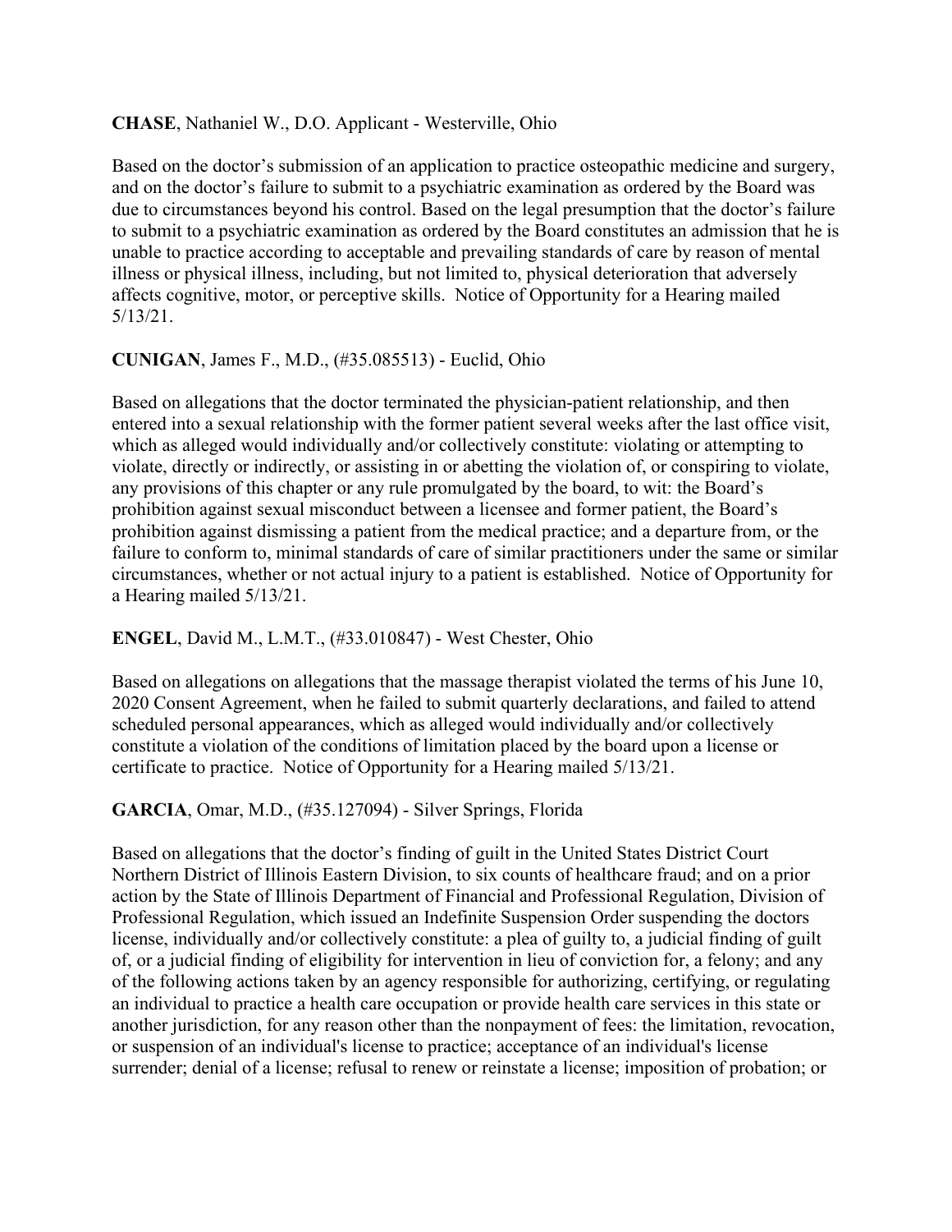**CHASE**, Nathaniel W., D.O. Applicant - Westerville, Ohio

Based on the doctor's submission of an application to practice osteopathic medicine and surgery, and on the doctor's failure to submit to a psychiatric examination as ordered by the Board was due to circumstances beyond his control. Based on the legal presumption that the doctor's failure to submit to a psychiatric examination as ordered by the Board constitutes an admission that he is unable to practice according to acceptable and prevailing standards of care by reason of mental illness or physical illness, including, but not limited to, physical deterioration that adversely affects cognitive, motor, or perceptive skills. Notice of Opportunity for a Hearing mailed 5/13/21.

**CUNIGAN**, James F., M.D., (#35.085513) - Euclid, Ohio

Based on allegations that the doctor terminated the physician-patient relationship, and then entered into a sexual relationship with the former patient several weeks after the last office visit, which as alleged would individually and/or collectively constitute: violating or attempting to violate, directly or indirectly, or assisting in or abetting the violation of, or conspiring to violate, any provisions of this chapter or any rule promulgated by the board, to wit: the Board's prohibition against sexual misconduct between a licensee and former patient, the Board's prohibition against dismissing a patient from the medical practice; and a departure from, or the failure to conform to, minimal standards of care of similar practitioners under the same or similar circumstances, whether or not actual injury to a patient is established. Notice of Opportunity for a Hearing mailed 5/13/21.

**ENGEL**, David M., L.M.T., (#33.010847) - West Chester, Ohio

Based on allegations on allegations that the massage therapist violated the terms of his June 10, 2020 Consent Agreement, when he failed to submit quarterly declarations, and failed to attend scheduled personal appearances, which as alleged would individually and/or collectively constitute a violation of the conditions of limitation placed by the board upon a license or certificate to practice. Notice of Opportunity for a Hearing mailed 5/13/21.

**GARCIA**, Omar, M.D., (#35.127094) - Silver Springs, Florida

Based on allegations that the doctor's finding of guilt in the United States District Court Northern District of Illinois Eastern Division, to six counts of healthcare fraud; and on a prior action by the State of Illinois Department of Financial and Professional Regulation, Division of Professional Regulation, which issued an Indefinite Suspension Order suspending the doctors license, individually and/or collectively constitute: a plea of guilty to, a judicial finding of guilt of, or a judicial finding of eligibility for intervention in lieu of conviction for, a felony; and any of the following actions taken by an agency responsible for authorizing, certifying, or regulating an individual to practice a health care occupation or provide health care services in this state or another jurisdiction, for any reason other than the nonpayment of fees: the limitation, revocation, or suspension of an individual's license to practice; acceptance of an individual's license surrender; denial of a license; refusal to renew or reinstate a license; imposition of probation; or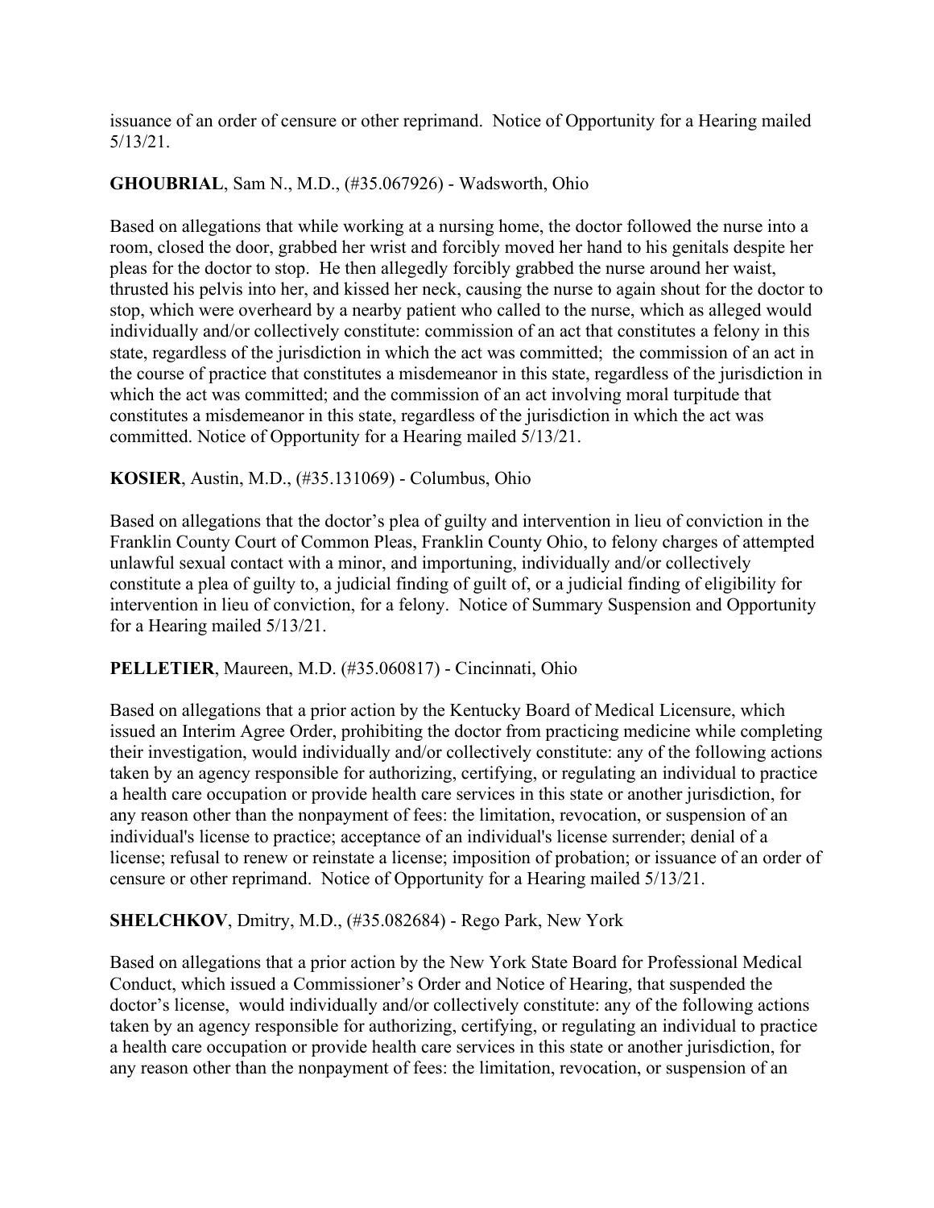issuance of an order of censure or other reprimand. Notice of Opportunity for a Hearing mailed 5/13/21.

**GHOUBRIAL**, Sam N., M.D., (#35.067926) - Wadsworth, Ohio

Based on allegations that while working at a nursing home, the doctor followed the nurse into a room, closed the door, grabbed her wrist and forcibly moved her hand to his genitals despite her pleas for the doctor to stop. He then allegedly forcibly grabbed the nurse around her waist, thrusted his pelvis into her, and kissed her neck, causing the nurse to again shout for the doctor to stop, which were overheard by a nearby patient who called to the nurse, which as alleged would individually and/or collectively constitute: commission of an act that constitutes a felony in this state, regardless of the jurisdiction in which the act was committed; the commission of an act in the course of practice that constitutes a misdemeanor in this state, regardless of the jurisdiction in which the act was committed; and the commission of an act involving moral turpitude that constitutes a misdemeanor in this state, regardless of the jurisdiction in which the act was committed. Notice of Opportunity for a Hearing mailed 5/13/21.

**KOSIER**, Austin, M.D., (#35.131069) - Columbus, Ohio

Based on allegations that the doctor's plea of guilty and intervention in lieu of conviction in the Franklin County Court of Common Pleas, Franklin County Ohio, to felony charges of attempted unlawful sexual contact with a minor, and importuning, individually and/or collectively constitute a plea of guilty to, a judicial finding of guilt of, or a judicial finding of eligibility for intervention in lieu of conviction, for a felony. Notice of Summary Suspension and Opportunity for a Hearing mailed 5/13/21.

**PELLETIER**, Maureen, M.D. (#35.060817) - Cincinnati, Ohio

Based on allegations that a prior action by the Kentucky Board of Medical Licensure, which issued an Interim Agree Order, prohibiting the doctor from practicing medicine while completing their investigation, would individually and/or collectively constitute: any of the following actions taken by an agency responsible for authorizing, certifying, or regulating an individual to practice a health care occupation or provide health care services in this state or another jurisdiction, for any reason other than the nonpayment of fees: the limitation, revocation, or suspension of an individual's license to practice; acceptance of an individual's license surrender; denial of a license; refusal to renew or reinstate a license; imposition of probation; or issuance of an order of censure or other reprimand. Notice of Opportunity for a Hearing mailed 5/13/21.

**SHELCHKOV**, Dmitry, M.D., (#35.082684) - Rego Park, New York

Based on allegations that a prior action by the New York State Board for Professional Medical Conduct, which issued a Commissioner's Order and Notice of Hearing, that suspended the doctor's license, would individually and/or collectively constitute: any of the following actions taken by an agency responsible for authorizing, certifying, or regulating an individual to practice a health care occupation or provide health care services in this state or another jurisdiction, for any reason other than the nonpayment of fees: the limitation, revocation, or suspension of an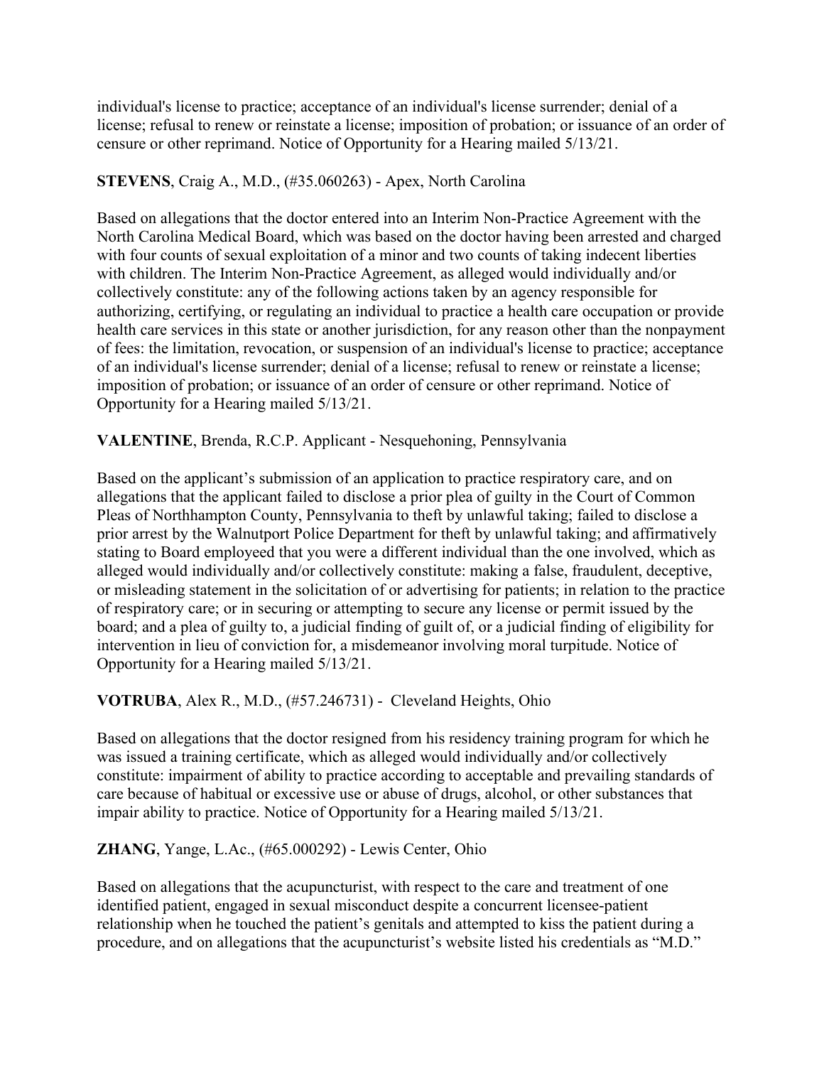individual's license to practice; acceptance of an individual's license surrender; denial of a license; refusal to renew or reinstate a license; imposition of probation; or issuance of an order of censure or other reprimand. Notice of Opportunity for a Hearing mailed 5/13/21.

**STEVENS**, Craig A., M.D., (#35.060263) - Apex, North Carolina

Based on allegations that the doctor entered into an Interim Non-Practice Agreement with the North Carolina Medical Board, which was based on the doctor having been arrested and charged with four counts of sexual exploitation of a minor and two counts of taking indecent liberties with children. The Interim Non-Practice Agreement, as alleged would individually and/or collectively constitute: any of the following actions taken by an agency responsible for authorizing, certifying, or regulating an individual to practice a health care occupation or provide health care services in this state or another jurisdiction, for any reason other than the nonpayment of fees: the limitation, revocation, or suspension of an individual's license to practice; acceptance of an individual's license surrender; denial of a license; refusal to renew or reinstate a license; imposition of probation; or issuance of an order of censure or other reprimand. Notice of Opportunity for a Hearing mailed 5/13/21.

**VALENTINE**, Brenda, R.C.P. Applicant - Nesquehoning, Pennsylvania

Based on the applicant's submission of an application to practice respiratory care, and on allegations that the applicant failed to disclose a prior plea of guilty in the Court of Common Pleas of Northhampton County, Pennsylvania to theft by unlawful taking; failed to disclose a prior arrest by the Walnutport Police Department for theft by unlawful taking; and affirmatively stating to Board employeed that you were a different individual than the one involved, which as alleged would individually and/or collectively constitute: making a false, fraudulent, deceptive, or misleading statement in the solicitation of or advertising for patients; in relation to the practice of respiratory care; or in securing or attempting to secure any license or permit issued by the board; and a plea of guilty to, a judicial finding of guilt of, or a judicial finding of eligibility for intervention in lieu of conviction for, a misdemeanor involving moral turpitude. Notice of Opportunity for a Hearing mailed 5/13/21.

**VOTRUBA**, Alex R., M.D., (#57.246731) - Cleveland Heights, Ohio

Based on allegations that the doctor resigned from his residency training program for which he was issued a training certificate, which as alleged would individually and/or collectively constitute: impairment of ability to practice according to acceptable and prevailing standards of care because of habitual or excessive use or abuse of drugs, alcohol, or other substances that impair ability to practice. Notice of Opportunity for a Hearing mailed 5/13/21.

**ZHANG**, Yange, L.Ac., (#65.000292) - Lewis Center, Ohio

Based on allegations that the acupuncturist, with respect to the care and treatment of one identified patient, engaged in sexual misconduct despite a concurrent licensee-patient relationship when he touched the patient's genitals and attempted to kiss the patient during a procedure, and on allegations that the acupuncturist's website listed his credentials as "M.D."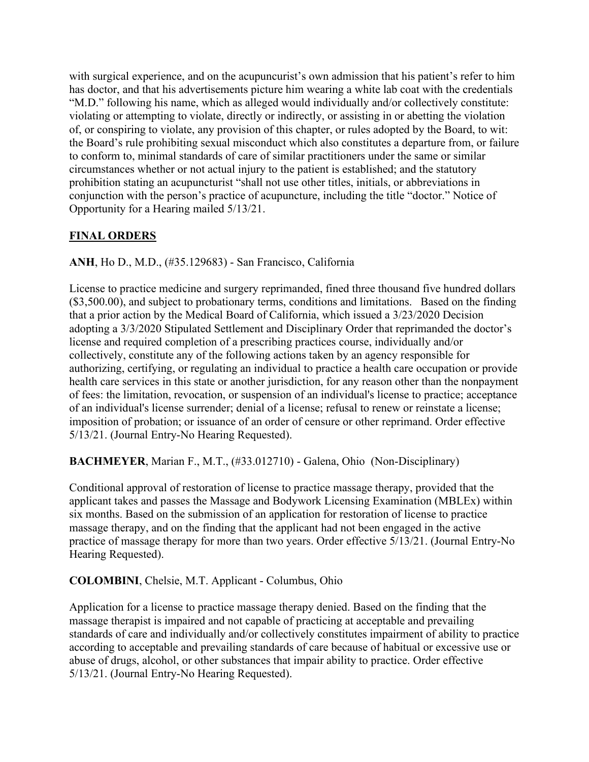with surgical experience, and on the acupuncurist's own admission that his patient's refer to him has doctor, and that his advertisements picture him wearing a white lab coat with the credentials "M.D." following his name, which as alleged would individually and/or collectively constitute: violating or attempting to violate, directly or indirectly, or assisting in or abetting the violation of, or conspiring to violate, any provision of this chapter, or rules adopted by the Board, to wit: the Board's rule prohibiting sexual misconduct which also constitutes a departure from, or failure to conform to, minimal standards of care of similar practitioners under the same or similar circumstances whether or not actual injury to the patient is established; and the statutory prohibition stating an acupuncturist "shall not use other titles, initials, or abbreviations in conjunction with the person's practice of acupuncture, including the title "doctor." Notice of Opportunity for a Hearing mailed 5/13/21.

## FINAL ORDERS

**ANH**, Ho D., M.D., (#35.129683) - San Francisco, California

License to practice medicine and surgery reprimanded, fined three thousand five hundred dollars ($3,500.00), and subject to probationary terms, conditions and limitations. Based on the finding that a prior action by the Medical Board of California, which issued a 3/23/2020 Decision adopting a 3/3/2020 Stipulated Settlement and Disciplinary Order that reprimanded the doctor's license and required completion of a prescribing practices course, individually and/or collectively, constitute any of the following actions taken by an agency responsible for authorizing, certifying, or regulating an individual to practice a health care occupation or provide health care services in this state or another jurisdiction, for any reason other than the nonpayment of fees: the limitation, revocation, or suspension of an individual's license to practice; acceptance of an individual's license surrender; denial of a license; refusal to renew or reinstate a license; imposition of probation; or issuance of an order of censure or other reprimand. Order effective 5/13/21. (Journal Entry-No Hearing Requested).

**BACHMEYER**, Marian F., M.T., (#33.012710) - Galena, Ohio (Non-Disciplinary)

Conditional approval of restoration of license to practice massage therapy, provided that the applicant takes and passes the Massage and Bodywork Licensing Examination (MBLEx) within six months. Based on the submission of an application for restoration of license to practice massage therapy, and on the finding that the applicant had not been engaged in the active practice of massage therapy for more than two years. Order effective 5/13/21. (Journal Entry-No Hearing Requested).

**COLOMBINI**, Chelsie, M.T. Applicant - Columbus, Ohio

Application for a license to practice massage therapy denied. Based on the finding that the massage therapist is impaired and not capable of practicing at acceptable and prevailing standards of care and individually and/or collectively constitutes impairment of ability to practice according to acceptable and prevailing standards of care because of habitual or excessive use or abuse of drugs, alcohol, or other substances that impair ability to practice. Order effective 5/13/21. (Journal Entry-No Hearing Requested).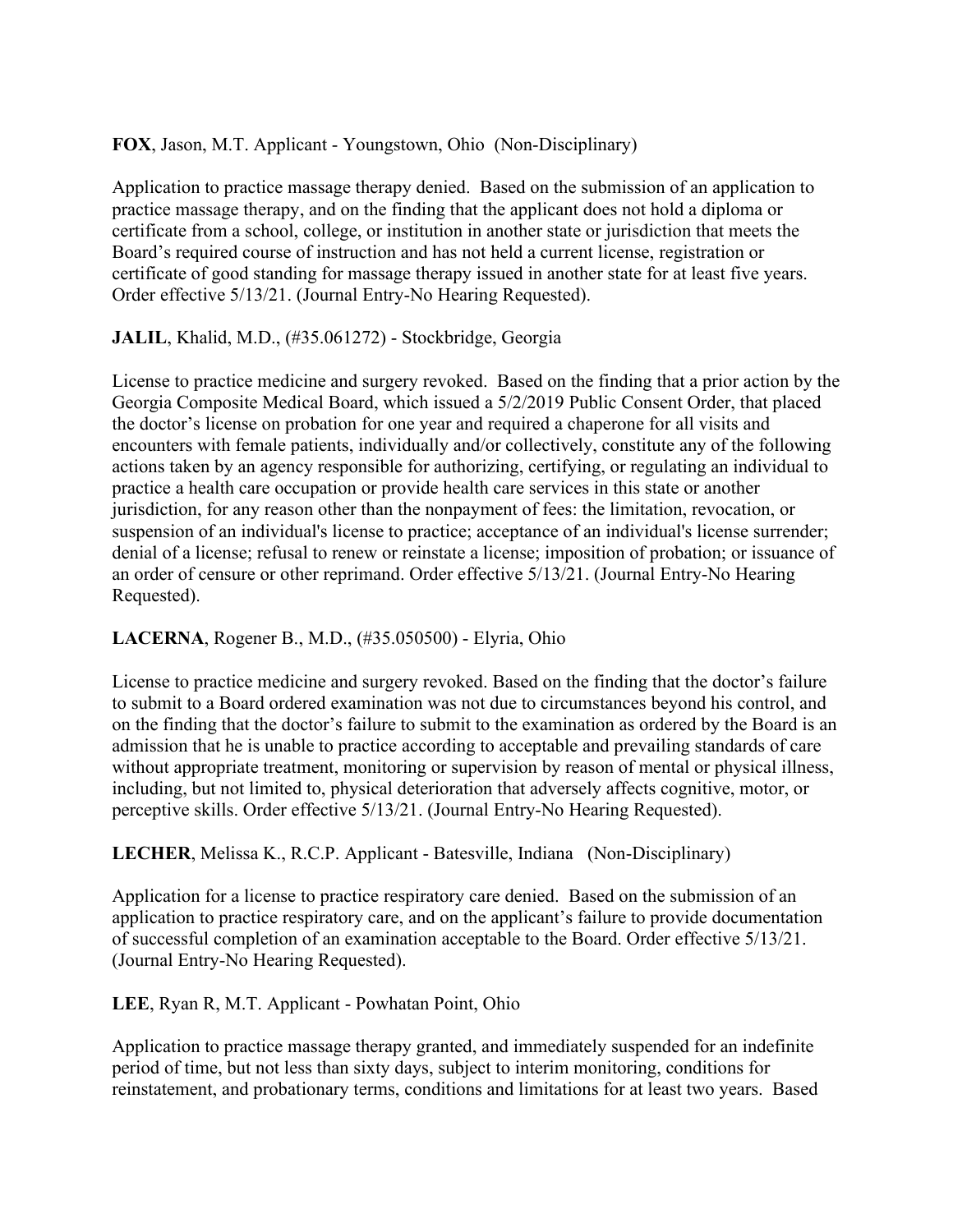**FOX**, Jason, M.T. Applicant - Youngstown, Ohio (Non-Disciplinary)

Application to practice massage therapy denied. Based on the submission of an application to practice massage therapy, and on the finding that the applicant does not hold a diploma or certificate from a school, college, or institution in another state or jurisdiction that meets the Board's required course of instruction and has not held a current license, registration or certificate of good standing for massage therapy issued in another state for at least five years. Order effective 5/13/21. (Journal Entry-No Hearing Requested).

**JALIL**, Khalid, M.D., (#35.061272) - Stockbridge, Georgia

License to practice medicine and surgery revoked. Based on the finding that a prior action by the Georgia Composite Medical Board, which issued a 5/2/2019 Public Consent Order, that placed the doctor's license on probation for one year and required a chaperone for all visits and encounters with female patients, individually and/or collectively, constitute any of the following actions taken by an agency responsible for authorizing, certifying, or regulating an individual to practice a health care occupation or provide health care services in this state or another jurisdiction, for any reason other than the nonpayment of fees: the limitation, revocation, or suspension of an individual's license to practice; acceptance of an individual's license surrender; denial of a license; refusal to renew or reinstate a license; imposition of probation; or issuance of an order of censure or other reprimand. Order effective 5/13/21. (Journal Entry-No Hearing Requested).

**LACERNA**, Rogener B., M.D., (#35.050500) - Elyria, Ohio

License to practice medicine and surgery revoked. Based on the finding that the doctor's failure to submit to a Board ordered examination was not due to circumstances beyond his control, and on the finding that the doctor's failure to submit to the examination as ordered by the Board is an admission that he is unable to practice according to acceptable and prevailing standards of care without appropriate treatment, monitoring or supervision by reason of mental or physical illness, including, but not limited to, physical deterioration that adversely affects cognitive, motor, or perceptive skills. Order effective 5/13/21. (Journal Entry-No Hearing Requested).

**LECHER**, Melissa K., R.C.P. Applicant - Batesville, Indiana (Non-Disciplinary)

Application for a license to practice respiratory care denied. Based on the submission of an application to practice respiratory care, and on the applicant's failure to provide documentation of successful completion of an examination acceptable to the Board. Order effective 5/13/21. (Journal Entry-No Hearing Requested).

**LEE**, Ryan R, M.T. Applicant - Powhatan Point, Ohio

Application to practice massage therapy granted, and immediately suspended for an indefinite period of time, but not less than sixty days, subject to interim monitoring, conditions for reinstatement, and probationary terms, conditions and limitations for at least two years. Based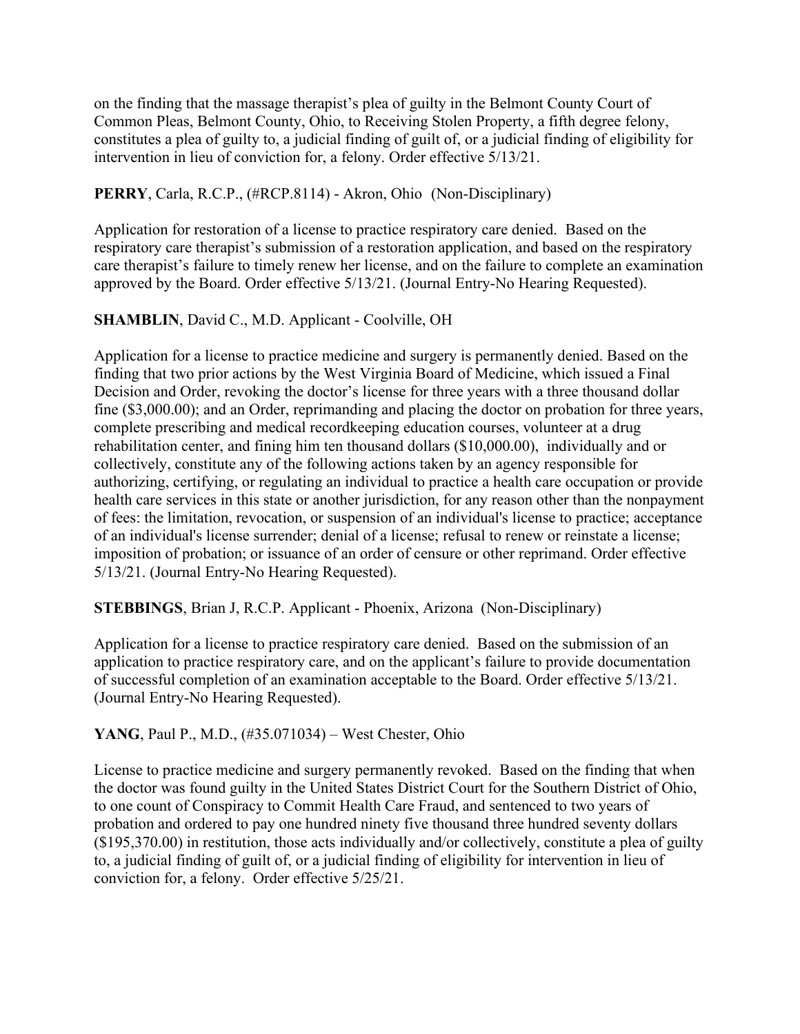on the finding that the massage therapist's plea of guilty in the Belmont County Court of Common Pleas, Belmont County, Ohio, to Receiving Stolen Property, a fifth degree felony, constitutes a plea of guilty to, a judicial finding of guilt of, or a judicial finding of eligibility for intervention in lieu of conviction for, a felony. Order effective 5/13/21.

**PERRY**, Carla, R.C.P., (#RCP.8114) - Akron, Ohio (Non-Disciplinary)

Application for restoration of a license to practice respiratory care denied. Based on the respiratory care therapist's submission of a restoration application, and based on the respiratory care therapist's failure to timely renew her license, and on the failure to complete an examination approved by the Board. Order effective 5/13/21. (Journal Entry-No Hearing Requested).

**SHAMBLIN**, David C., M.D. Applicant - Coolville, OH

Application for a license to practice medicine and surgery is permanently denied. Based on the finding that two prior actions by the West Virginia Board of Medicine, which issued a Final Decision and Order, revoking the doctor's license for three years with a three thousand dollar fine ($3,000.00); and an Order, reprimanding and placing the doctor on probation for three years, complete prescribing and medical recordkeeping education courses, volunteer at a drug rehabilitation center, and fining him ten thousand dollars ($10,000.00), individually and or collectively, constitute any of the following actions taken by an agency responsible for authorizing, certifying, or regulating an individual to practice a health care occupation or provide health care services in this state or another jurisdiction, for any reason other than the nonpayment of fees: the limitation, revocation, or suspension of an individual's license to practice; acceptance of an individual's license surrender; denial of a license; refusal to renew or reinstate a license; imposition of probation; or issuance of an order of censure or other reprimand. Order effective 5/13/21. (Journal Entry-No Hearing Requested).

**STEBBINGS**, Brian J, R.C.P. Applicant - Phoenix, Arizona (Non-Disciplinary)

Application for a license to practice respiratory care denied. Based on the submission of an application to practice respiratory care, and on the applicant's failure to provide documentation of successful completion of an examination acceptable to the Board. Order effective 5/13/21. (Journal Entry-No Hearing Requested).

**YANG**, Paul P., M.D., (#35.071034) – West Chester, Ohio

License to practice medicine and surgery permanently revoked. Based on the finding that when the doctor was found guilty in the United States District Court for the Southern District of Ohio, to one count of Conspiracy to Commit Health Care Fraud, and sentenced to two years of probation and ordered to pay one hundred ninety five thousand three hundred seventy dollars ($195,370.00) in restitution, those acts individually and/or collectively, constitute a plea of guilty to, a judicial finding of guilt of, or a judicial finding of eligibility for intervention in lieu of conviction for, a felony. Order effective 5/25/21.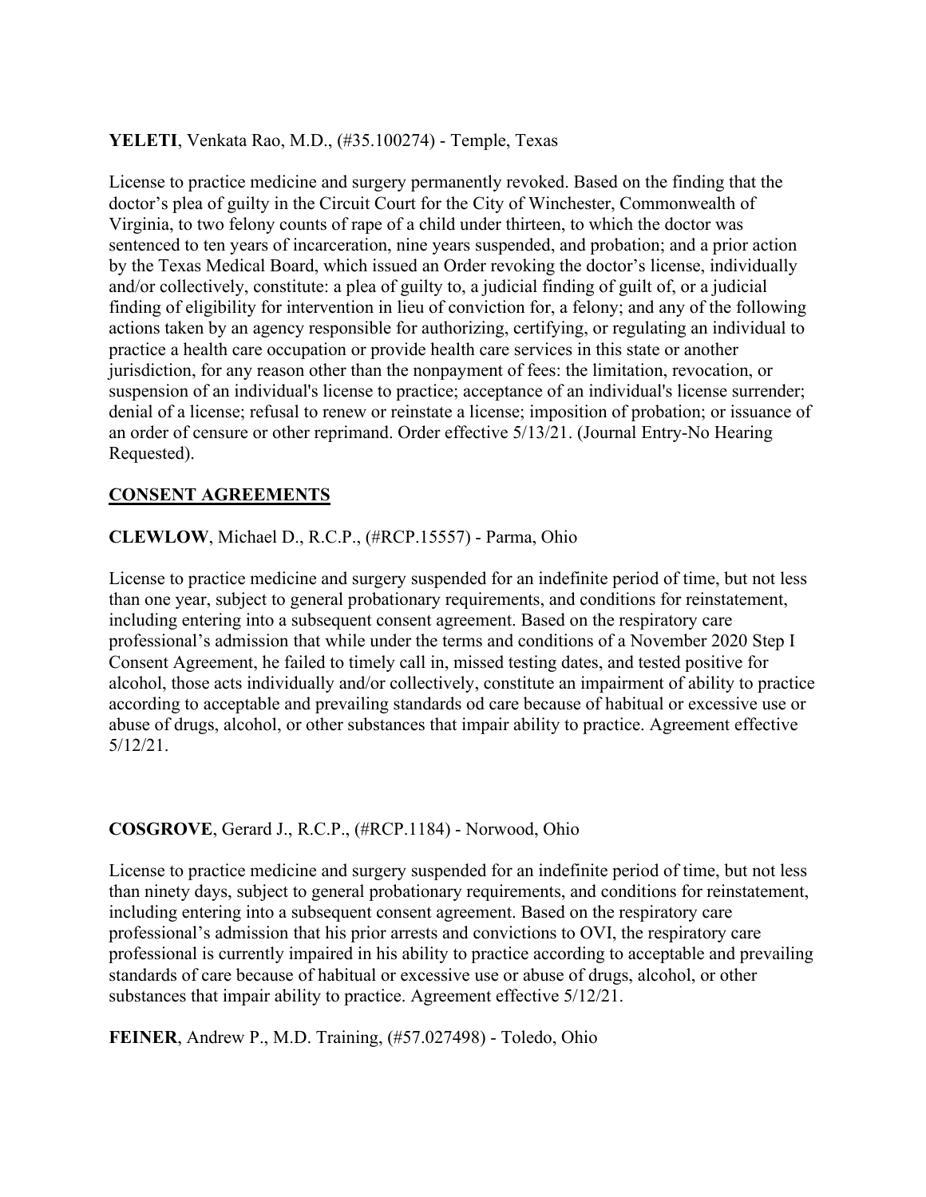**YELETI**, Venkata Rao, M.D., (#35.100274) - Temple, Texas

License to practice medicine and surgery permanently revoked. Based on the finding that the doctor's plea of guilty in the Circuit Court for the City of Winchester, Commonwealth of Virginia, to two felony counts of rape of a child under thirteen, to which the doctor was sentenced to ten years of incarceration, nine years suspended, and probation; and a prior action by the Texas Medical Board, which issued an Order revoking the doctor's license, individually and/or collectively, constitute: a plea of guilty to, a judicial finding of guilt of, or a judicial finding of eligibility for intervention in lieu of conviction for, a felony; and any of the following actions taken by an agency responsible for authorizing, certifying, or regulating an individual to practice a health care occupation or provide health care services in this state or another jurisdiction, for any reason other than the nonpayment of fees: the limitation, revocation, or suspension of an individual's license to practice; acceptance of an individual's license surrender; denial of a license; refusal to renew or reinstate a license; imposition of probation; or issuance of an order of censure or other reprimand. Order effective 5/13/21. (Journal Entry-No Hearing Requested).

## CONSENT AGREEMENTS

**CLEWLOW**, Michael D., R.C.P., (#RCP.15557) - Parma, Ohio

License to practice medicine and surgery suspended for an indefinite period of time, but not less than one year, subject to general probationary requirements, and conditions for reinstatement, including entering into a subsequent consent agreement. Based on the respiratory care professional's admission that while under the terms and conditions of a November 2020 Step I Consent Agreement, he failed to timely call in, missed testing dates, and tested positive for alcohol, those acts individually and/or collectively, constitute an impairment of ability to practice according to acceptable and prevailing standards od care because of habitual or excessive use or abuse of drugs, alcohol, or other substances that impair ability to practice. Agreement effective 5/12/21.

**COSGROVE**, Gerard J., R.C.P., (#RCP.1184) - Norwood, Ohio

License to practice medicine and surgery suspended for an indefinite period of time, but not less than ninety days, subject to general probationary requirements, and conditions for reinstatement, including entering into a subsequent consent agreement. Based on the respiratory care professional's admission that his prior arrests and convictions to OVI, the respiratory care professional is currently impaired in his ability to practice according to acceptable and prevailing standards of care because of habitual or excessive use or abuse of drugs, alcohol, or other substances that impair ability to practice. Agreement effective 5/12/21.

**FEINER**, Andrew P., M.D. Training, (#57.027498) - Toledo, Ohio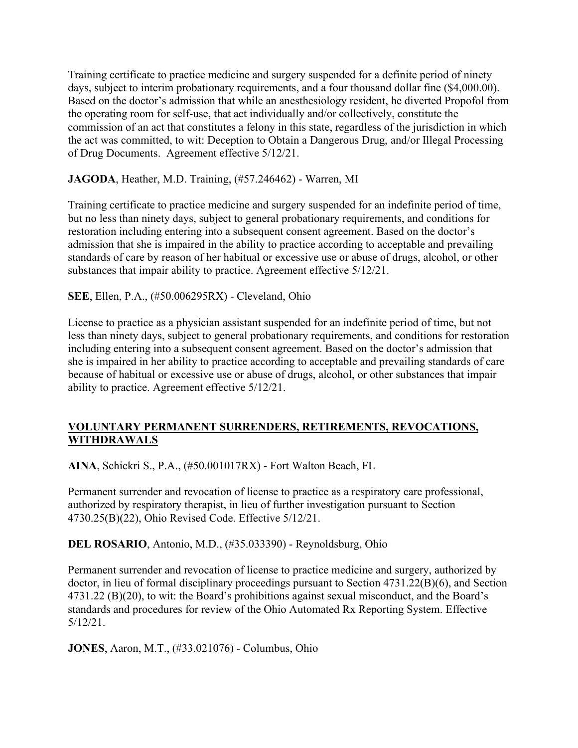Training certificate to practice medicine and surgery suspended for a definite period of ninety days, subject to interim probationary requirements, and a four thousand dollar fine ($4,000.00). Based on the doctor's admission that while an anesthesiology resident, he diverted Propofol from the operating room for self-use, that act individually and/or collectively, constitute the commission of an act that constitutes a felony in this state, regardless of the jurisdiction in which the act was committed, to wit: Deception to Obtain a Dangerous Drug, and/or Illegal Processing of Drug Documents. Agreement effective 5/12/21.

**JAGODA**, Heather, M.D. Training, (#57.246462) - Warren, MI

Training certificate to practice medicine and surgery suspended for an indefinite period of time, but no less than ninety days, subject to general probationary requirements, and conditions for restoration including entering into a subsequent consent agreement. Based on the doctor's admission that she is impaired in the ability to practice according to acceptable and prevailing standards of care by reason of her habitual or excessive use or abuse of drugs, alcohol, or other substances that impair ability to practice. Agreement effective 5/12/21.

**SEE**, Ellen, P.A., (#50.006295RX) - Cleveland, Ohio

License to practice as a physician assistant suspended for an indefinite period of time, but not less than ninety days, subject to general probationary requirements, and conditions for restoration including entering into a subsequent consent agreement. Based on the doctor's admission that she is impaired in her ability to practice according to acceptable and prevailing standards of care because of habitual or excessive use or abuse of drugs, alcohol, or other substances that impair ability to practice. Agreement effective 5/12/21.

## VOLUNTARY PERMANENT SURRENDERS, RETIREMENTS, REVOCATIONS, WITHDRAWALS

**AINA**, Schickri S., P.A., (#50.001017RX) - Fort Walton Beach, FL

Permanent surrender and revocation of license to practice as a respiratory care professional, authorized by respiratory therapist, in lieu of further investigation pursuant to Section 4730.25(B)(22), Ohio Revised Code. Effective 5/12/21.

**DEL ROSARIO**, Antonio, M.D., (#35.033390) - Reynoldsburg, Ohio

Permanent surrender and revocation of license to practice medicine and surgery, authorized by doctor, in lieu of formal disciplinary proceedings pursuant to Section 4731.22(B)(6), and Section 4731.22 (B)(20), to wit: the Board's prohibitions against sexual misconduct, and the Board's standards and procedures for review of the Ohio Automated Rx Reporting System. Effective 5/12/21.

**JONES**, Aaron, M.T., (#33.021076) - Columbus, Ohio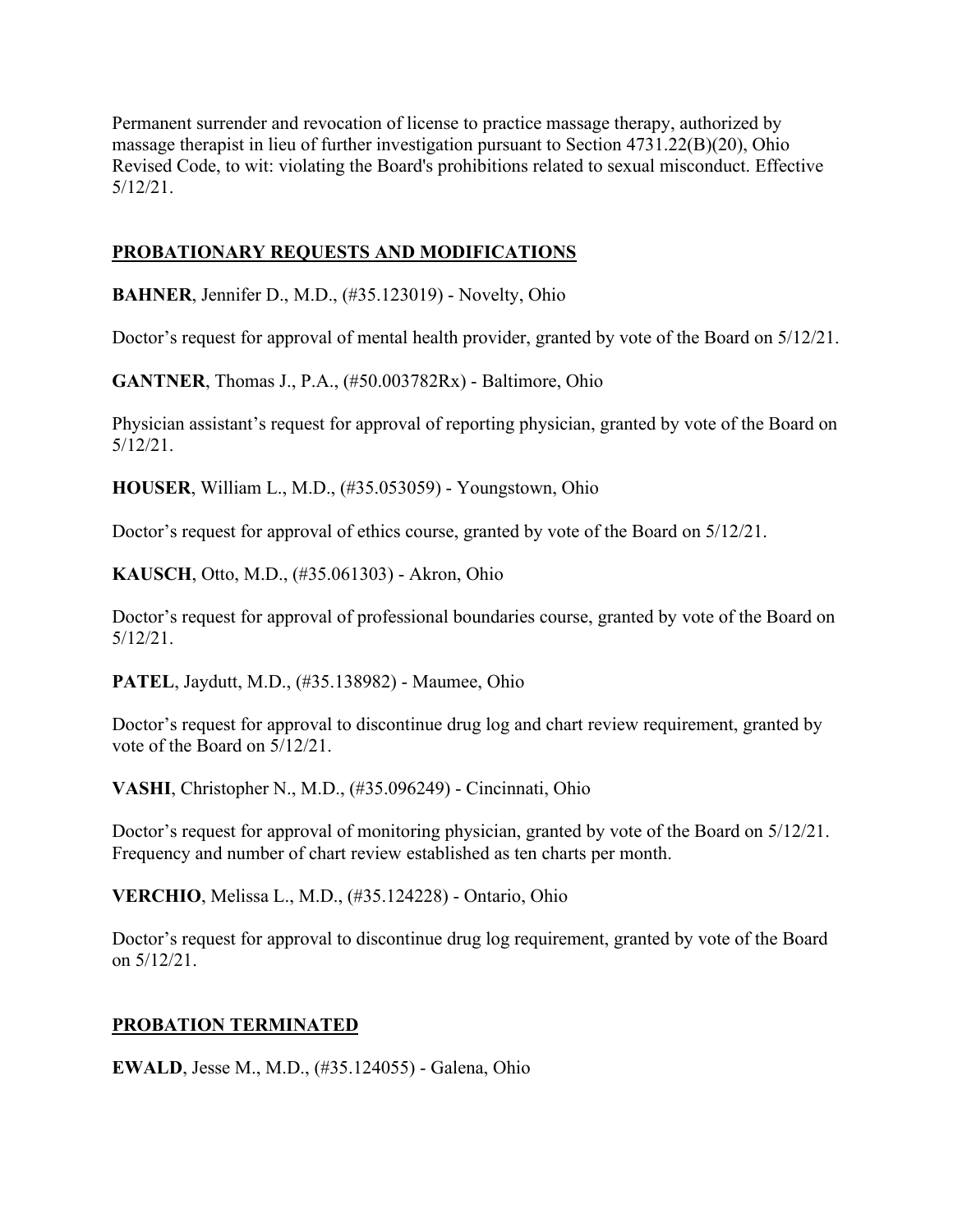Permanent surrender and revocation of license to practice massage therapy, authorized by massage therapist in lieu of further investigation pursuant to Section 4731.22(B)(20), Ohio Revised Code, to wit: violating the Board's prohibitions related to sexual misconduct. Effective 5/12/21.

## PROBATIONARY REQUESTS AND MODIFICATIONS

**BAHNER**, Jennifer D., M.D., (#35.123019) - Novelty, Ohio

Doctor's request for approval of mental health provider, granted by vote of the Board on 5/12/21.

**GANTNER**, Thomas J., P.A., (#50.003782Rx) - Baltimore, Ohio

Physician assistant's request for approval of reporting physician, granted by vote of the Board on 5/12/21.

**HOUSER**, William L., M.D., (#35.053059) - Youngstown, Ohio

Doctor's request for approval of ethics course, granted by vote of the Board on 5/12/21.

**KAUSCH**, Otto, M.D., (#35.061303) - Akron, Ohio

Doctor's request for approval of professional boundaries course, granted by vote of the Board on 5/12/21.

**PATEL**, Jaydutt, M.D., (#35.138982) - Maumee, Ohio

Doctor's request for approval to discontinue drug log and chart review requirement, granted by vote of the Board on 5/12/21.

**VASHI**, Christopher N., M.D., (#35.096249) - Cincinnati, Ohio

Doctor's request for approval of monitoring physician, granted by vote of the Board on 5/12/21. Frequency and number of chart review established as ten charts per month.

**VERCHIO**, Melissa L., M.D., (#35.124228) - Ontario, Ohio

Doctor's request for approval to discontinue drug log requirement, granted by vote of the Board on 5/12/21.

## PROBATION TERMINATED

**EWALD**, Jesse M., M.D., (#35.124055) - Galena, Ohio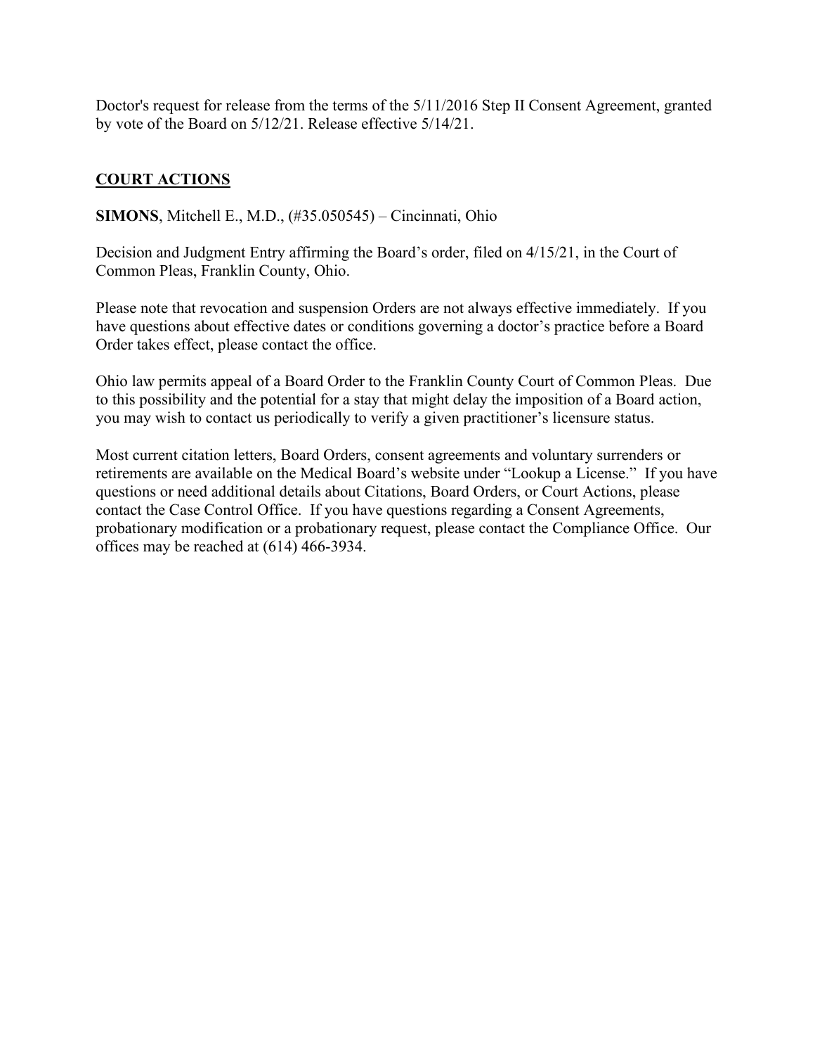Doctor's request for release from the terms of the 5/11/2016 Step II Consent Agreement, granted by vote of the Board on 5/12/21. Release effective 5/14/21.

## COURT ACTIONS

**SIMONS**, Mitchell E., M.D., (#35.050545) – Cincinnati, Ohio

Decision and Judgment Entry affirming the Board's order, filed on 4/15/21, in the Court of Common Pleas, Franklin County, Ohio.

Please note that revocation and suspension Orders are not always effective immediately. If you have questions about effective dates or conditions governing a doctor's practice before a Board Order takes effect, please contact the office.

Ohio law permits appeal of a Board Order to the Franklin County Court of Common Pleas. Due to this possibility and the potential for a stay that might delay the imposition of a Board action, you may wish to contact us periodically to verify a given practitioner's licensure status.

Most current citation letters, Board Orders, consent agreements and voluntary surrenders or retirements are available on the Medical Board's website under "Lookup a License." If you have questions or need additional details about Citations, Board Orders, or Court Actions, please contact the Case Control Office. If you have questions regarding a Consent Agreements, probationary modification or a probationary request, please contact the Compliance Office. Our offices may be reached at (614) 466-3934.